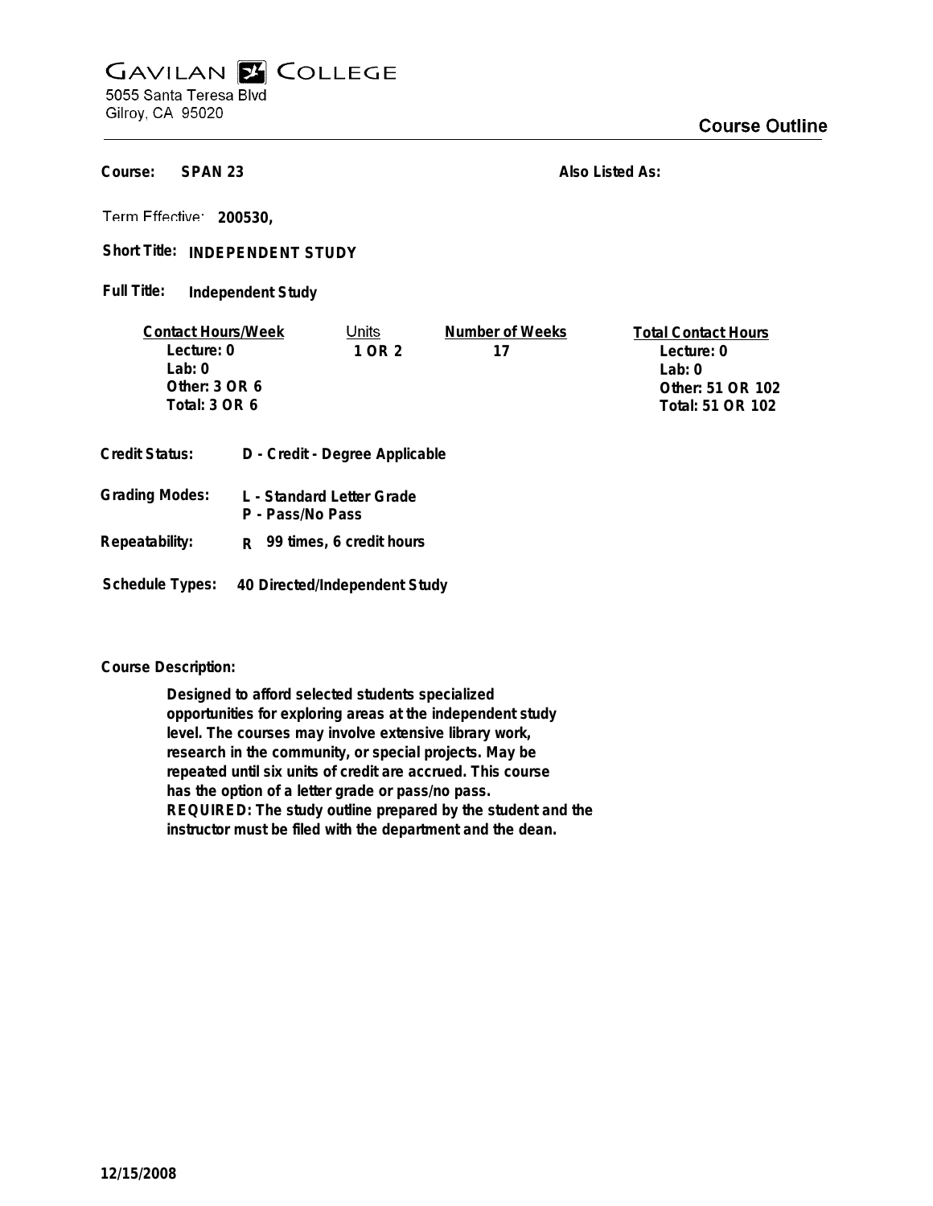# GAVILAN COLLEGE

5055 Santa Teresa Blvd
Gilroy, CA 95020

## Course Outline

**Course:** SPAN 23 **Also Listed As:**

**Term Effective:** 200530,

**Short Title:** INDEPENDENT STUDY

**Full Title:** Independent Study

| Contact Hours/Week | Units | Number of Weeks | Total Contact Hours |
|---|---|---|---|
| Lecture: 0 | 1 OR 2 | 17 | Lecture: 0 |
| Lab: 0 | | | Lab: 0 |
| Other: 3 OR 6 | | | Other: 51 OR 102 |
| Total: 3 OR 6 | | | Total: 51 OR 102 |

**Credit Status:** D - Credit - Degree Applicable

**Grading Modes:** L - Standard Letter Grade
P - Pass/No Pass

**Repeatability:** R 99 times, 6 credit hours

**Schedule Types:** 40 Directed/Independent Study

**Course Description:**

Designed to afford selected students specialized opportunities for exploring areas at the independent study level. The courses may involve extensive library work, research in the community, or special projects. May be repeated until six units of credit are accrued. This course has the option of a letter grade or pass/no pass. REQUIRED: The study outline prepared by the student and the instructor must be filed with the department and the dean.

12/15/2008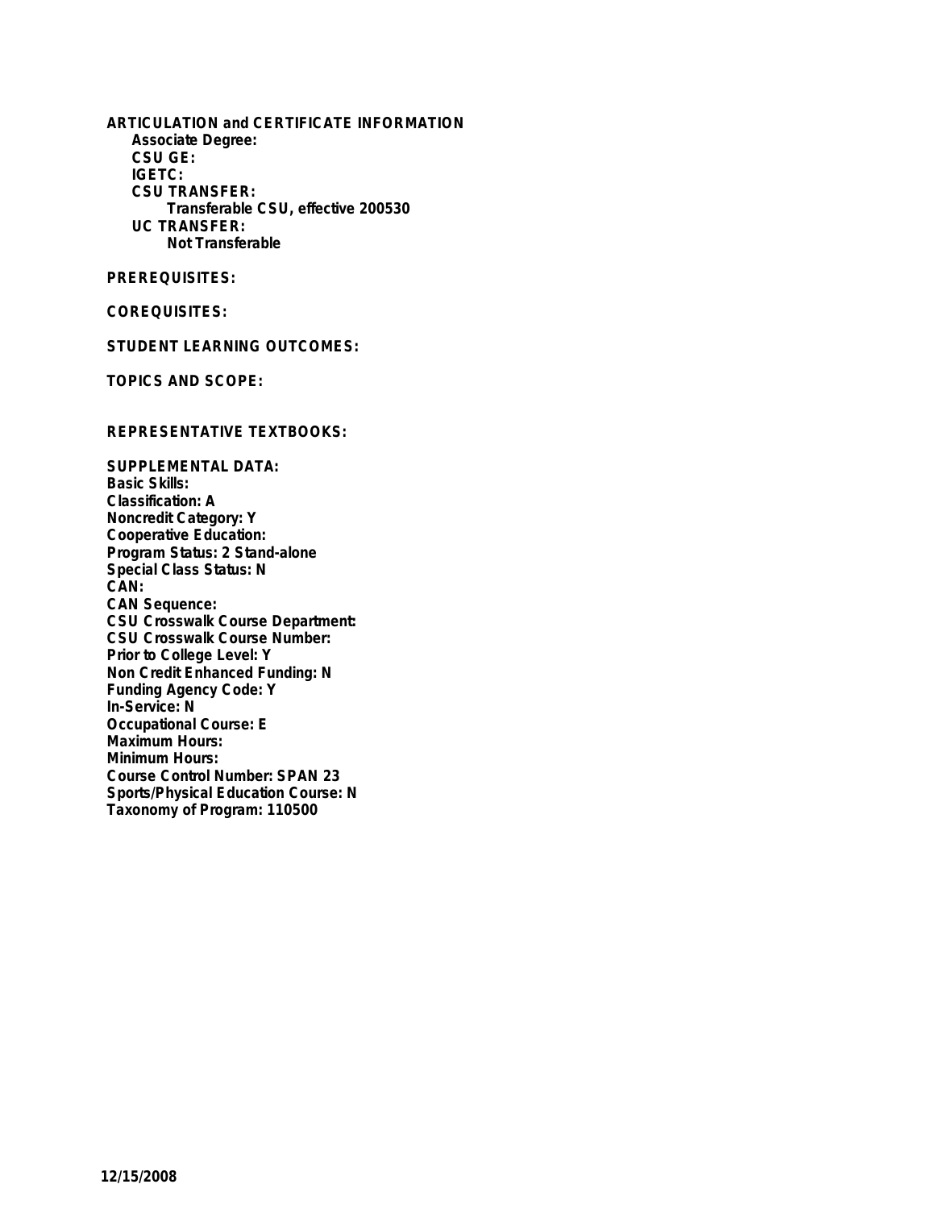**ARTICULATION and CERTIFICATE INFORMATION**

**Associate Degree:**

**CSU GE:**

**IGETC:**

**CSU TRANSFER:**

**Transferable CSU, effective 200530**

**UC TRANSFER:**

**Not Transferable**

**PREREQUISITES:**

**COREQUISITES:**

**STUDENT LEARNING OUTCOMES:**

**TOPICS AND SCOPE:**

**REPRESENTATIVE TEXTBOOKS:**

**SUPPLEMENTAL DATA:**
**Basic Skills:**
**Classification: A**
**Noncredit Category: Y**
**Cooperative Education:**
**Program Status: 2 Stand-alone**
**Special Class Status: N**
**CAN:**
**CAN Sequence:**
**CSU Crosswalk Course Department:**
**CSU Crosswalk Course Number:**
**Prior to College Level: Y**
**Non Credit Enhanced Funding: N**
**Funding Agency Code: Y**
**In-Service: N**
**Occupational Course: E**
**Maximum Hours:**
**Minimum Hours:**
**Course Control Number: SPAN 23**
**Sports/Physical Education Course: N**
**Taxonomy of Program: 110500**

**12/15/2008**